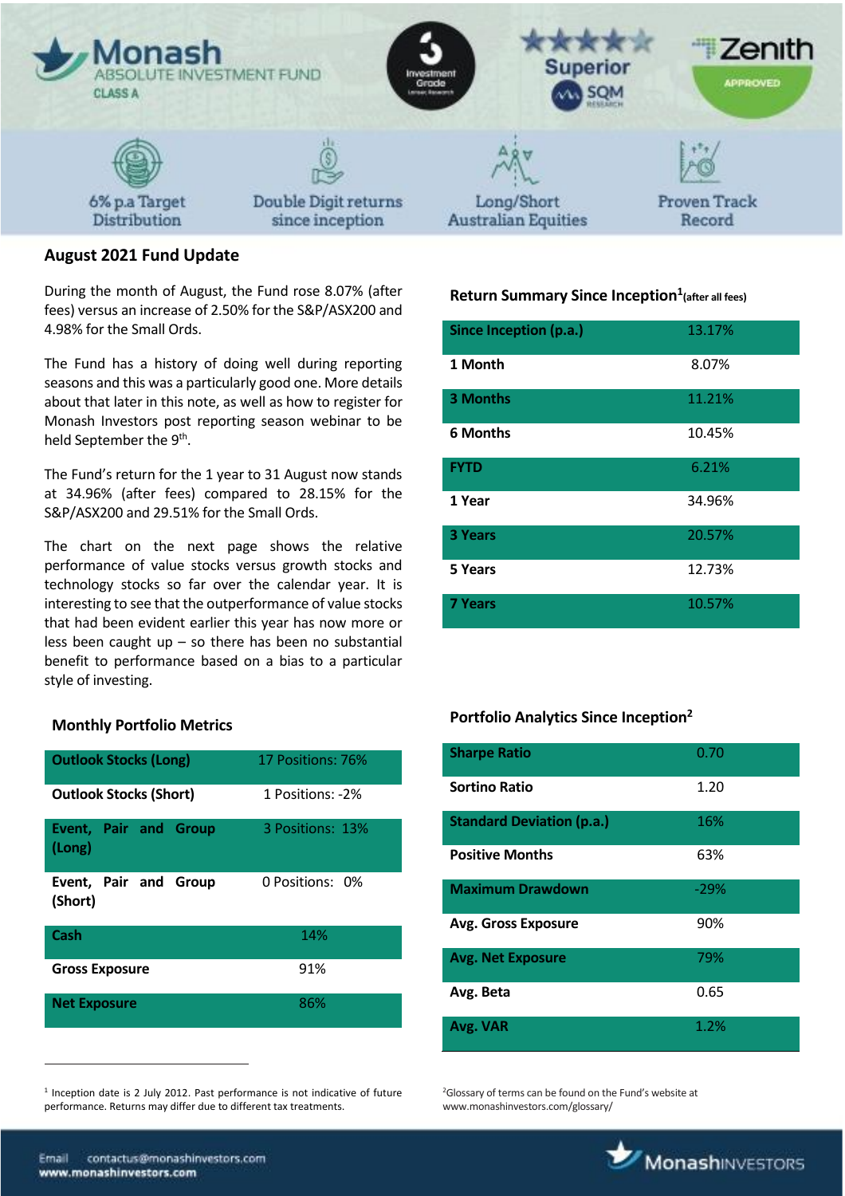# Monash ABSOLUTE INVESTMENT FUND CLASS A

6% p.a Target Distribution | Double Digit returns since inception | Long/Short Australian Equities | Proven Track Record

## August 2021 Fund Update

During the month of August, the Fund rose 8.07% (after fees) versus an increase of 2.50% for the S&P/ASX200 and 4.98% for the Small Ords.

The Fund has a history of doing well during reporting seasons and this was a particularly good one. More details about that later in this note, as well as how to register for Monash Investors post reporting season webinar to be held September the 9th.

The Fund's return for the 1 year to 31 August now stands at 34.96% (after fees) compared to 28.15% for the S&P/ASX200 and 29.51% for the Small Ords.

The chart on the next page shows the relative performance of value stocks versus growth stocks and technology stocks so far over the calendar year. It is interesting to see that the outperformance of value stocks that had been evident earlier this year has now more or less been caught up – so there has been no substantial benefit to performance based on a bias to a particular style of investing.

### Return Summary Since Inception[1] (after all fees)

| Since Inception (p.a.) | 13.17% |
|---|---|
| 1 Month | 8.07% |
| 3 Months | 11.21% |
| 6 Months | 10.45% |
| FYTD | 6.21% |
| 1 Year | 34.96% |
| 3 Years | 20.57% |
| 5 Years | 12.73% |
| 7 Years | 10.57% |

### Monthly Portfolio Metrics

| Outlook Stocks (Long) | 17 Positions: 76% |
|---|---|
| Outlook Stocks (Short) | 1 Positions: -2% |
| Event, Pair and Group (Long) | 3 Positions: 13% |
| Event, Pair and Group (Short) | 0 Positions: 0% |
| Cash | 14% |
| Gross Exposure | 91% |
| Net Exposure | 86% |

### Portfolio Analytics Since Inception[2]

| Sharpe Ratio | 0.70 |
|---|---|
| Sortino Ratio | 1.20 |
| Standard Deviation (p.a.) | 16% |
| Positive Months | 63% |
| Maximum Drawdown | -29% |
| Avg. Gross Exposure | 90% |
| Avg. Net Exposure | 79% |
| Avg. Beta | 0.65 |
| Avg. VAR | 1.2% |

[1] Inception date is 2 July 2012. Past performance is not indicative of future performance. Returns may differ due to different tax treatments.

[2] Glossary of terms can be found on the Fund's website at www.monashinvestors.com/glossary/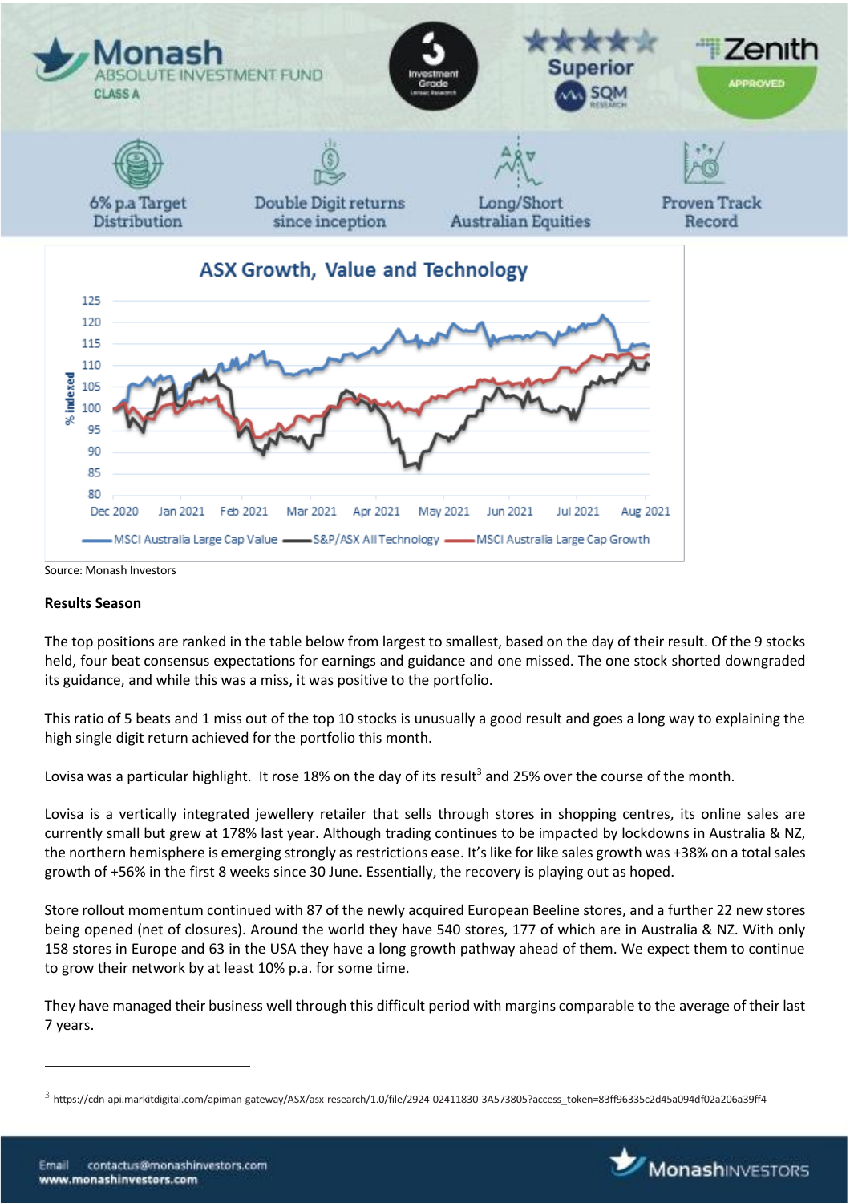Monash ABSOLUTE INVESTMENT FUND CLASS A

6% p.a Target Distribution | Double Digit returns since inception | Long/Short Australian Equities | Proven Track Record

**ASX Growth, Value and Technology**

Source: Monash Investors

**Results Season**

The top positions are ranked in the table below from largest to smallest, based on the day of their result. Of the 9 stocks held, four beat consensus expectations for earnings and guidance and one missed. The one stock shorted downgraded its guidance, and while this was a miss, it was positive to the portfolio.

This ratio of 5 beats and 1 miss out of the top 10 stocks is unusually a good result and goes a long way to explaining the high single digit return achieved for the portfolio this month.

Lovisa was a particular highlight. It rose 18% on the day of its result[3] and 25% over the course of the month.

Lovisa is a vertically integrated jewellery retailer that sells through stores in shopping centres, its online sales are currently small but grew at 178% last year. Although trading continues to be impacted by lockdowns in Australia & NZ, the northern hemisphere is emerging strongly as restrictions ease. It's like for like sales growth was +38% on a total sales growth of +56% in the first 8 weeks since 30 June. Essentially, the recovery is playing out as hoped.

Store rollout momentum continued with 87 of the newly acquired European Beeline stores, and a further 22 new stores being opened (net of closures). Around the world they have 540 stores, 177 of which are in Australia & NZ. With only 158 stores in Europe and 63 in the USA they have a long growth pathway ahead of them. We expect them to continue to grow their network by at least 10% p.a. for some time.

They have managed their business well through this difficult period with margins comparable to the average of their last 7 years.

---

[3] https://cdn-api.markitdigital.com/apiman-gateway/ASX/asx-research/1.0/file/2924-02411830-3A573805?access_token=83ff96335c2d45a094df02a206a39ff4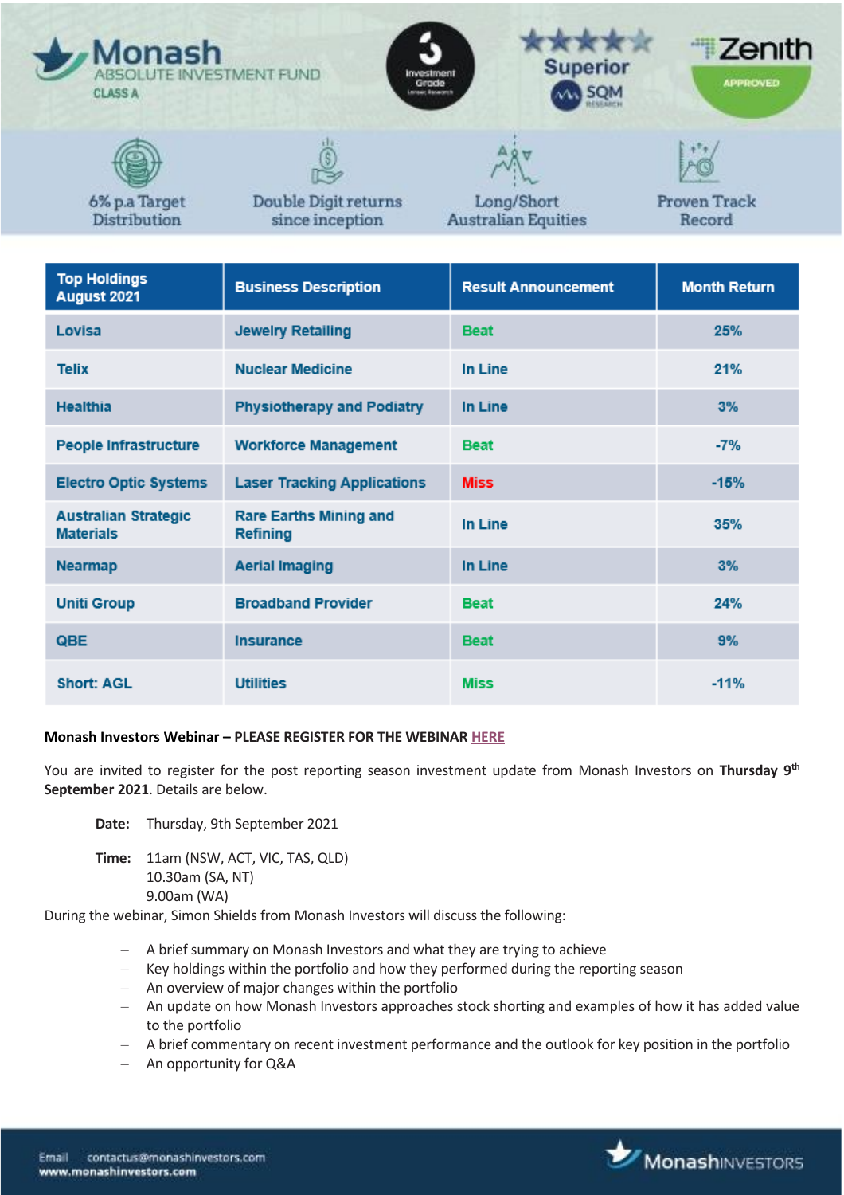# Monash ABSOLUTE INVESTMENT FUND CLASS A

6% p.a Target Distribution | Double Digit returns since inception | Long/Short Australian Equities | Proven Track Record

| Top Holdings August 2021 | Business Description | Result Announcement | Month Return |
|---|---|---|---|
| Lovisa | Jewelry Retailing | Beat | 25% |
| Telix | Nuclear Medicine | In Line | 21% |
| Healthia | Physiotherapy and Podiatry | In Line | 3% |
| People Infrastructure | Workforce Management | Beat | -7% |
| Electro Optic Systems | Laser Tracking Applications | Miss | -15% |
| Australian Strategic Materials | Rare Earths Mining and Refining | In Line | 35% |
| Nearmap | Aerial Imaging | In Line | 3% |
| Uniti Group | Broadband Provider | Beat | 24% |
| QBE | Insurance | Beat | 9% |
| Short: AGL | Utilities | Miss | -11% |

**Monash Investors Webinar – PLEASE REGISTER FOR THE WEBINAR HERE**

You are invited to register for the post reporting season investment update from Monash Investors on **Thursday 9th September 2021**. Details are below.

**Date:** Thursday, 9th September 2021

**Time:** 11am (NSW, ACT, VIC, TAS, QLD)
10.30am (SA, NT)
9.00am (WA)

During the webinar, Simon Shields from Monash Investors will discuss the following:

- A brief summary on Monash Investors and what they are trying to achieve
- Key holdings within the portfolio and how they performed during the reporting season
- An overview of major changes within the portfolio
- An update on how Monash Investors approaches stock shorting and examples of how it has added value to the portfolio
- A brief commentary on recent investment performance and the outlook for key position in the portfolio
- An opportunity for Q&A

Email contactus@monashinvestors.com
www.monashinvestors.com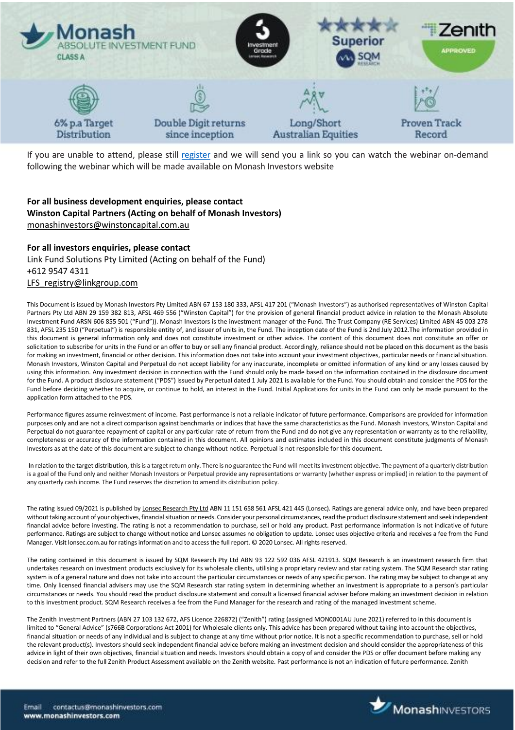**Monash** ABSOLUTE INVESTMENT FUND
CLASS A

Investment Grade Lonsec Research | Superior SQM Research | Zenith APPROVED

6% p.a Target Distribution | Double Digit returns since inception | Long/Short Australian Equities | Proven Track Record

If you are unable to attend, please still [register](register) and we will send you a link so you can watch the webinar on-demand following the webinar which will be made available on Monash Investors website

**For all business development enquiries, please contact**
**Winston Capital Partners (Acting on behalf of Monash Investors)**
monashinvestors@winstoncapital.com.au

**For all investors enquiries, please contact**
Link Fund Solutions Pty Limited (Acting on behalf of the Fund)
+612 9547 4311
LFS_registry@linkgroup.com

This Document is issued by Monash Investors Pty Limited ABN 67 153 180 333, AFSL 417 201 ("Monash Investors") as authorised representatives of Winston Capital Partners Pty Ltd ABN 29 159 382 813, AFSL 469 556 ("Winston Capital") for the provision of general financial product advice in relation to the Monash Absolute Investment Fund ARSN 606 855 501 ("Fund")). Monash Investors is the investment manager of the Fund. The Trust Company (RE Services) Limited ABN 45 003 278 831, AFSL 235 150 ("Perpetual") is responsible entity of, and issuer of units in, the Fund. The inception date of the Fund is 2nd July 2012.The information provided in this document is general information only and does not constitute investment or other advice. The content of this document does not constitute an offer or solicitation to subscribe for units in the Fund or an offer to buy or sell any financial product. Accordingly, reliance should not be placed on this document as the basis for making an investment, financial or other decision. This information does not take into account your investment objectives, particular needs or financial situation. Monash Investors, Winston Capital and Perpetual do not accept liability for any inaccurate, incomplete or omitted information of any kind or any losses caused by using this information. Any investment decision in connection with the Fund should only be made based on the information contained in the disclosure document for the Fund. A product disclosure statement ("PDS") issued by Perpetual dated 1 July 2021 is available for the Fund. You should obtain and consider the PDS for the Fund before deciding whether to acquire, or continue to hold, an interest in the Fund. Initial Applications for units in the Fund can only be made pursuant to the application form attached to the PDS.

Performance figures assume reinvestment of income. Past performance is not a reliable indicator of future performance. Comparisons are provided for information purposes only and are not a direct comparison against benchmarks or indices that have the same characteristics as the Fund. Monash Investors, Winston Capital and Perpetual do not guarantee repayment of capital or any particular rate of return from the Fund and do not give any representation or warranty as to the reliability, completeness or accuracy of the information contained in this document. All opinions and estimates included in this document constitute judgments of Monash Investors as at the date of this document are subject to change without notice. Perpetual is not responsible for this document.

In relation to the target distribution, this is a target return only. There is no guarantee the Fund will meet its investment objective. The payment of a quarterly distribution is a goal of the Fund only and neither Monash Investors or Perpetual provide any representations or warranty (whether express or implied) in relation to the payment of any quarterly cash income. The Fund reserves the discretion to amend its distribution policy.

The rating issued 09/2021 is published by Lonsec Research Pty Ltd ABN 11 151 658 561 AFSL 421 445 (Lonsec). Ratings are general advice only, and have been prepared without taking account of your objectives, financial situation or needs. Consider your personal circumstances, read the product disclosure statement and seek independent financial advice before investing. The rating is not a recommendation to purchase, sell or hold any product. Past performance information is not indicative of future performance. Ratings are subject to change without notice and Lonsec assumes no obligation to update. Lonsec uses objective criteria and receives a fee from the Fund Manager. Visit lonsec.com.au for ratings information and to access the full report. © 2020 Lonsec. All rights reserved.

The rating contained in this document is issued by SQM Research Pty Ltd ABN 93 122 592 036 AFSL 421913. SQM Research is an investment research firm that undertakes research on investment products exclusively for its wholesale clients, utilising a proprietary review and star rating system. The SQM Research star rating system is of a general nature and does not take into account the particular circumstances or needs of any specific person. The rating may be subject to change at any time. Only licensed financial advisers may use the SQM Research star rating system in determining whether an investment is appropriate to a person's particular circumstances or needs. You should read the product disclosure statement and consult a licensed financial adviser before making an investment decision in relation to this investment product. SQM Research receives a fee from the Fund Manager for the research and rating of the managed investment scheme.

The Zenith Investment Partners (ABN 27 103 132 672, AFS Licence 226872) ("Zenith") rating (assigned MON0001AU June 2021) referred to in this document is limited to "General Advice" (s766B Corporations Act 2001) for Wholesale clients only. This advice has been prepared without taking into account the objectives, financial situation or needs of any individual and is subject to change at any time without prior notice. It is not a specific recommendation to purchase, sell or hold the relevant product(s). Investors should seek independent financial advice before making an investment decision and should consider the appropriateness of this advice in light of their own objectives, financial situation and needs. Investors should obtain a copy of and consider the PDS or offer document before making any decision and refer to the full Zenith Product Assessment available on the Zenith website. Past performance is not an indication of future performance. Zenith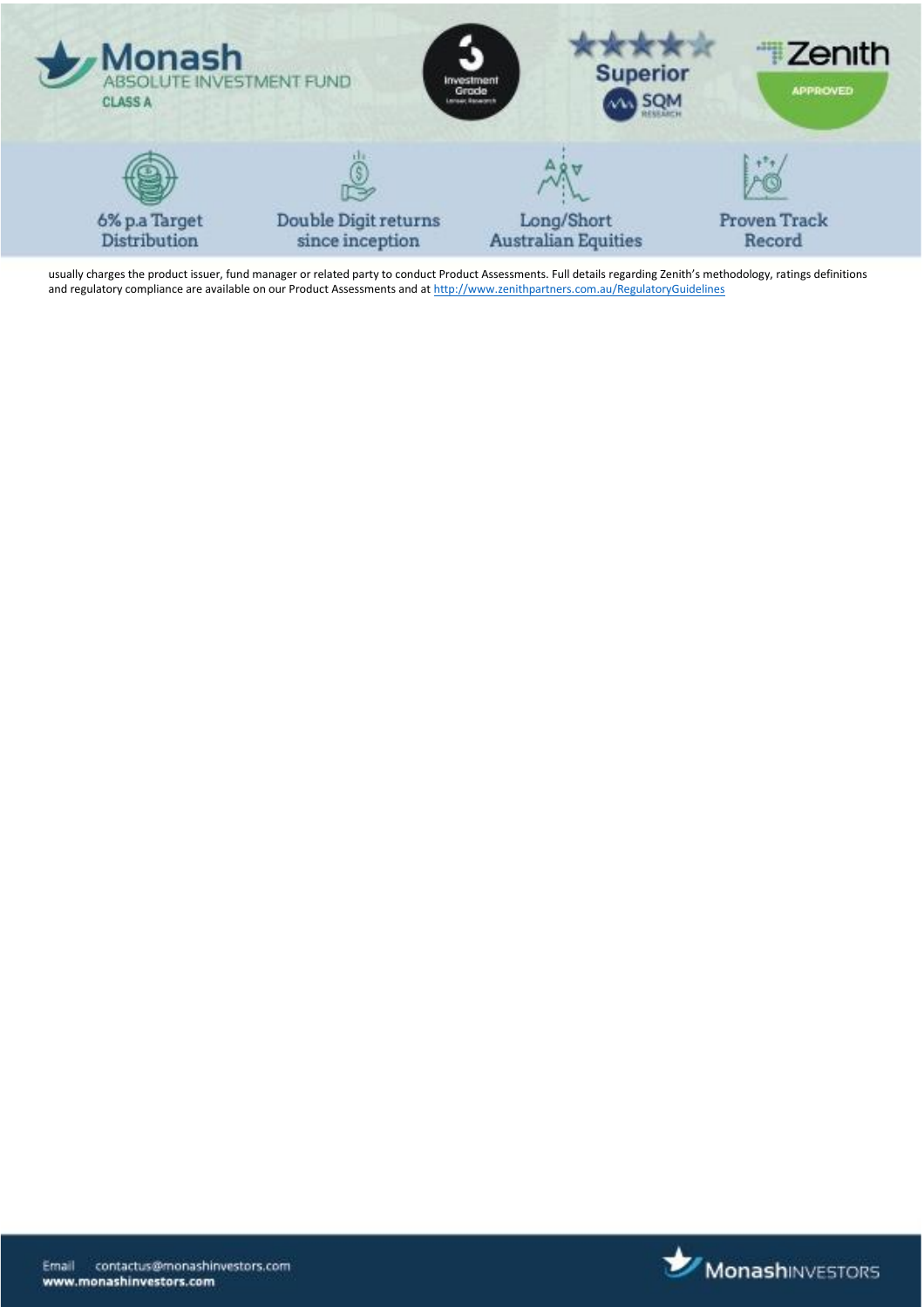usually charges the product issuer, fund manager or related party to conduct Product Assessments. Full details regarding Zenith's methodology, ratings definitions and regulatory compliance are available on our Product Assessments and at http://www.zenithpartners.com.au/RegulatoryGuidelines